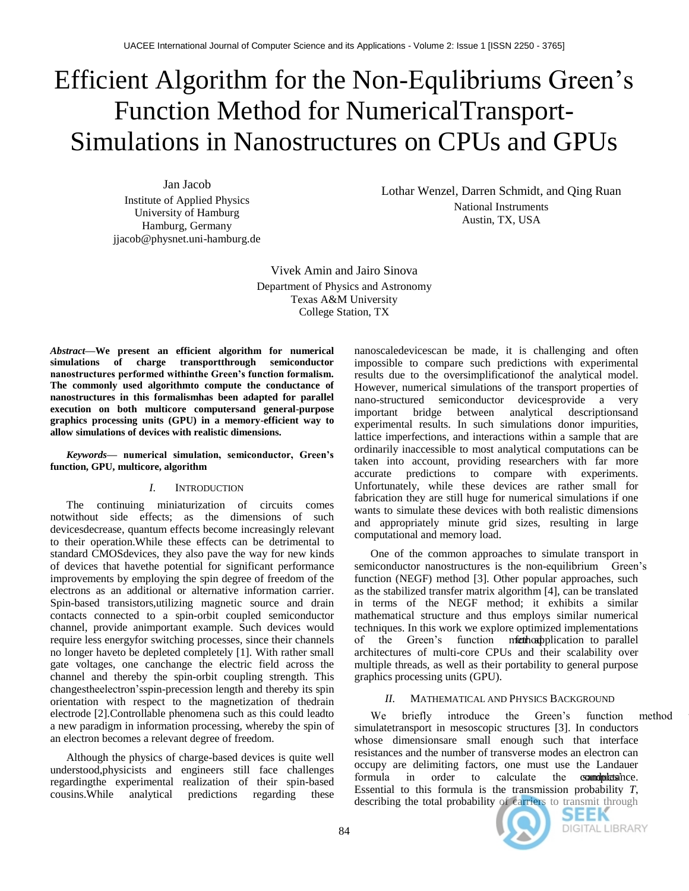# Efficient Algorithm for the Non-Equlibriums Green's Function Method for NumericalTransport-Simulations in Nanostructures on CPUs and GPUs

Jan Jacob
Institute of Applied Physics
University of Hamburg
Hamburg, Germany
jjacob@physnet.uni-hamburg.de

Lothar Wenzel, Darren Schmidt, and Qing Ruan
National Instruments
Austin, TX, USA

Vivek Amin and Jairo Sinova
Department of Physics and Astronomy
Texas A&M University
College Station, TX

***Abstract*—We present an efficient algorithm for numerical simulations of charge transportthrough semiconductor nanostructures performed withinthe Green's function formalism. The commonly used algorithmto compute the conductance of nanostructures in this formalismhas been adapted for parallel execution on both multicore computersand general-purpose graphics processing units (GPU) in a memory-efficient way to allow simulations of devices with realistic dimensions.**

***Keywords*— numerical simulation, semiconductor, Green's function, GPU, multicore, algorithm**

## I. Introduction

The continuing miniaturization of circuits comes notwithout side effects; as the dimensions of such devicesdecrease, quantum effects become increasingly relevant to their operation.While these effects can be detrimental to standard CMOSdevices, they also pave the way for new kinds of devices that havethe potential for significant performance improvements by employing the spin degree of freedom of the electrons as an additional or alternative information carrier. Spin-based transistors,utilizing magnetic source and drain contacts connected to a spin-orbit coupled semiconductor channel, provide animportant example. Such devices would require less energyfor switching processes, since their channels no longer haveto be depleted completely [1]. With rather small gate voltages, one canchange the electric field across the channel and thereby the spin-orbit coupling strength. This changestheelectron'sspin-precession length and thereby its spin orientation with respect to the magnetization of thedrain electrode [2].Controllable phenomena such as this could leadto a new paradigm in information processing, whereby the spin of an electron becomes a relevant degree of freedom.

Although the physics of charge-based devices is quite well understood,physicists and engineers still face challenges regardingthe experimental realization of their spin-based cousins.While analytical predictions regarding these nanoscaledevicescan be made, it is challenging and often impossible to compare such predictions with experimental results due to the oversimplificationof the analytical model. However, numerical simulations of the transport properties of nano-structured semiconductor devicesprovide a very important bridge between analytical descriptionsand experimental results. In such simulations donor impurities, lattice imperfections, and interactions within a sample that are ordinarily inaccessible to most analytical computations can be taken into account, providing researchers with far more accurate predictions to compare with experiments. Unfortunately, while these devices are rather small for fabrication they are still huge for numerical simulations if one wants to simulate these devices with both realistic dimensions and appropriately minute grid sizes, resulting in large computational and memory load.

One of the common approaches to simulate transport in semiconductor nanostructures is the non-equilibrium Green's function (NEGF) method [3]. Other popular approaches, such as the stabilized transfer matrix algorithm [4], can be translated in terms of the NEGF method; it exhibits a similar mathematical structure and thus employs similar numerical techniques. In this work we explore optimized implementations of the Green's function method for application to parallel architectures of multi-core CPUs and their scalability over multiple threads, as well as their portability to general purpose graphics processing units (GPU).

## II. Mathematical and Physics Background

We briefly introduce the Green's function method to simulatetransport in mesoscopic structures [3]. In conductors whose dimensionsare small enough such that interface resistances and the number of transverse modes an electron can occupy are delimiting factors, one must use the Landauer formula in order to calculate the sample's conductance. Essential to this formula is the transmission probability *T*, describing the total probability of carriers to transmit through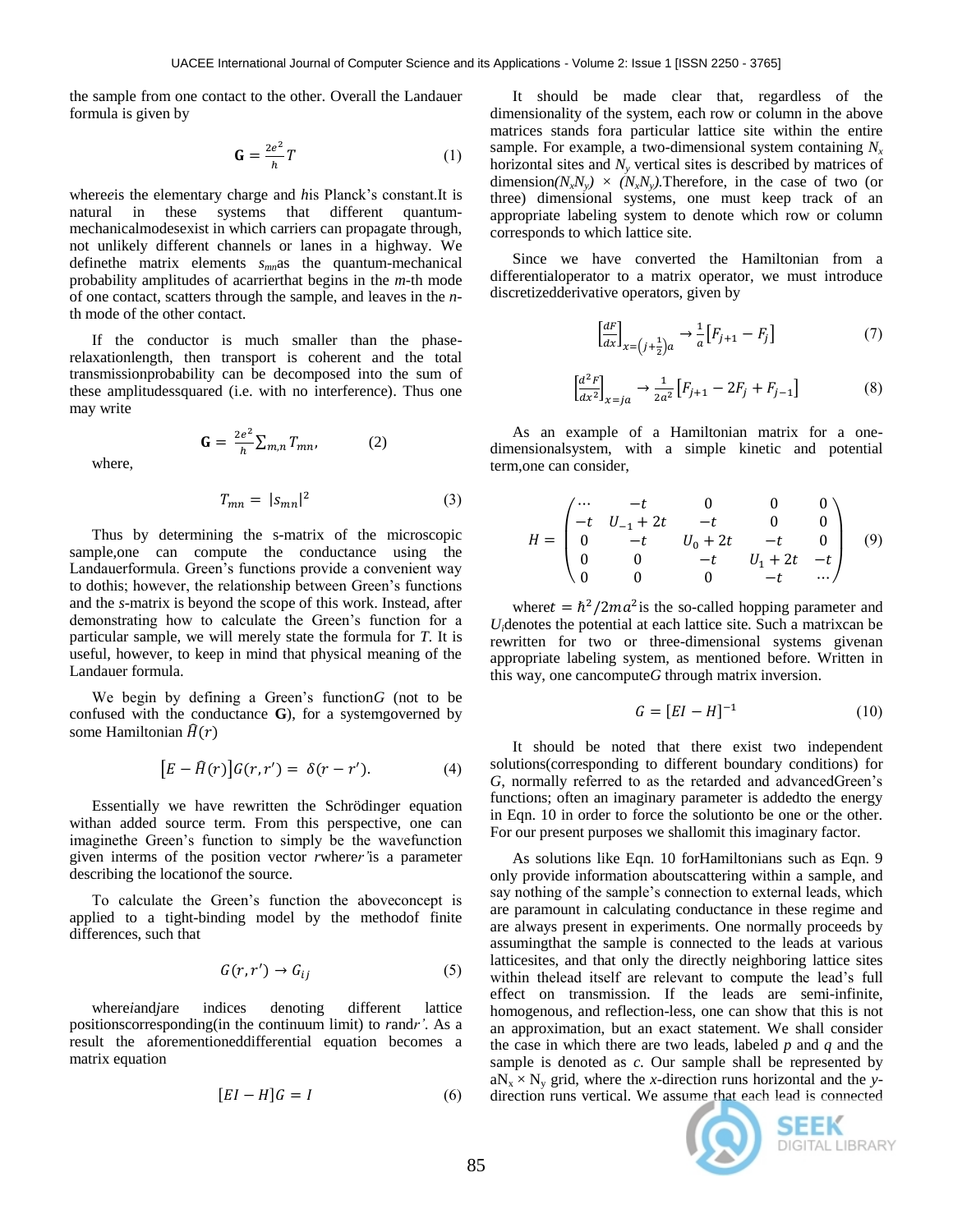the sample from one contact to the other. Overall the Landauer formula is given by

$$\mathbf{G} = \frac{2e^2}{h}T \tag{1}$$

where $e$ is the elementary charge and $h$ is Planck's constant. It is natural in these systems that different quantum-mechanical modes exist in which carriers can propagate through, not unlikely different channels or lanes in a highway. We define the matrix elements $s_{mn}$ as the quantum-mechanical probability amplitudes of a carrier that begins in the $m$-th mode of one contact, scatters through the sample, and leaves in the $n$-th mode of the other contact.

If the conductor is much smaller than the phase-relaxation length, then transport is coherent and the total transmission probability can be decomposed into the sum of these amplitudes squared (i.e. with no interference). Thus one may write

$$\mathbf{G} = \frac{2e^2}{h}\sum_{m,n} T_{mn}, \tag{2}$$

where,

$$T_{mn} = |s_{mn}|^2 \tag{3}$$

Thus by determining the s-matrix of the microscopic sample, one can compute the conductance using the Landauer formula. Green's functions provide a convenient way to do this; however, the relationship between Green's functions and the $s$-matrix is beyond the scope of this work. Instead, after demonstrating how to calculate the Green's function for a particular sample, we will merely state the formula for $T$. It is useful, however, to keep in mind that physical meaning of the Landauer formula.

We begin by defining a Green's function $G$ (not to be confused with the conductance **G**), for a system governed by some Hamiltonian $\hat{H}(r)$

$$\left[E - \hat{H}(r)\right]G(r, r') = \delta(r - r'). \tag{4}$$

Essentially we have rewritten the Schrödinger equation with an added source term. From this perspective, one can imagine the Green's function to simply be the wavefunction given in terms of the position vector $r$ where $r'$ is a parameter describing the location of the source.

To calculate the Green's function the above concept is applied to a tight-binding model by the method of finite differences, such that

$$G(r, r') \rightarrow G_{ij} \tag{5}$$

where $i$ and $j$ are indices denoting different lattice positions corresponding (in the continuum limit) to $r$ and $r'$. As a result the aforementioned differential equation becomes a matrix equation

$$[EI - H]G = I \tag{6}$$

It should be made clear that, regardless of the dimensionality of the system, each row or column in the above matrices stands for a particular lattice site within the entire sample. For example, a two-dimensional system containing $N_x$ horizontal sites and $N_y$ vertical sites is described by matrices of dimension $(N_xN_y) \times (N_xN_y)$. Therefore, in the case of two (or three) dimensional systems, one must keep track of an appropriate labeling system to denote which row or column corresponds to which lattice site.

Since we have converted the Hamiltonian from a differential operator to a matrix operator, we must introduce discretized derivative operators, given by

$$\left[\frac{dF}{dx}\right]_{x=\left(j+\frac{1}{2}\right)a} \rightarrow \frac{1}{a}\left[F_{j+1} - F_j\right] \tag{7}$$

$$\left[\frac{d^2F}{dx^2}\right]_{x=ja} \rightarrow \frac{1}{2a^2}\left[F_{j+1} - 2F_j + F_{j-1}\right] \tag{8}$$

As an example of a Hamiltonian matrix for a one-dimensional system, with a simple kinetic and potential term, one can consider,

$$H = \begin{pmatrix} \cdots & -t & 0 & 0 & 0 \\ -t & U_{-1} + 2t & -t & 0 & 0 \\ 0 & -t & U_0 + 2t & -t & 0 \\ 0 & 0 & -t & U_1 + 2t & -t \\ 0 & 0 & 0 & -t & \cdots \end{pmatrix} \tag{9}$$

where $t = \hbar^2/2ma^2$ is the so-called hopping parameter and $U_i$ denotes the potential at each lattice site. Such a matrix can be rewritten for two or three-dimensional systems given an appropriate labeling system, as mentioned before. Written in this way, one can compute $G$ through matrix inversion.

$$G = [EI - H]^{-1} \tag{10}$$

It should be noted that there exist two independent solutions (corresponding to different boundary conditions) for $G$, normally referred to as the retarded and advanced Green's functions; often an imaginary parameter is added to the energy in Eqn. 10 in order to force the solution to be one or the other. For our present purposes we shall omit this imaginary factor.

As solutions like Eqn. 10 for Hamiltonians such as Eqn. 9 only provide information about scattering within a sample, and say nothing of the sample's connection to external leads, which are paramount in calculating conductance in these regime and are always present in experiments. One normally proceeds by assuming that the sample is connected to the leads at various lattice sites, and that only the directly neighboring lattice sites within the lead itself are relevant to compute the lead's full effect on transmission. If the leads are semi-infinite, homogenous, and reflection-less, one can show that this is not an approximation, but an exact statement. We shall consider the case in which there are two leads, labeled $p$ and $q$ and the sample is denoted as $c$. Our sample shall be represented by a $N_x \times N_y$ grid, where the $x$-direction runs horizontal and the $y$-direction runs vertical. We assume that each lead is connected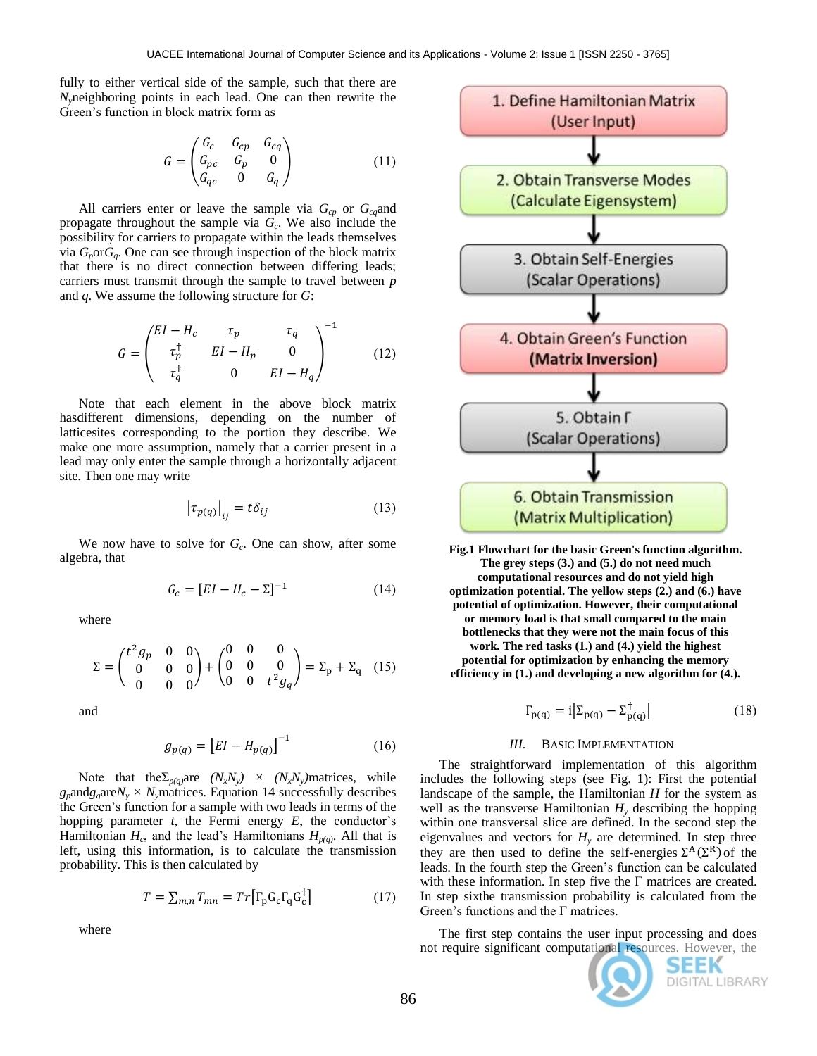fully to either vertical side of the sample, such that there are $N_y$ neighboring points in each lead. One can then rewrite the Green's function in block matrix form as

$$G = \begin{pmatrix} G_c & G_{cp} & G_{cq} \\ G_{pc} & G_p & 0 \\ G_{qc} & 0 & G_q \end{pmatrix} \tag{11}$$

All carriers enter or leave the sample via $G_{cp}$ or $G_{cq}$ and propagate throughout the sample via $G_c$. We also include the possibility for carriers to propagate within the leads themselves via $G_p$ or $G_q$. One can see through inspection of the block matrix that there is no direct connection between differing leads; carriers must transmit through the sample to travel between $p$ and $q$. We assume the following structure for $G$:

$$G = \begin{pmatrix} EI - H_c & \tau_p & \tau_q \\ \tau_p^\dagger & EI - H_p & 0 \\ \tau_q^\dagger & 0 & EI - H_q \end{pmatrix}^{-1} \tag{12}$$

Note that each element in the above block matrix has different dimensions, depending on the number of lattice sites corresponding to the portion they describe. We make one more assumption, namely that a carrier present in a lead may only enter the sample through a horizontally adjacent site. Then one may write

$$\left|\tau_{p(q)}\right|_{ij} = t\delta_{ij} \tag{13}$$

We now have to solve for $G_c$. One can show, after some algebra, that

$$G_c = [EI - H_c - \Sigma]^{-1} \tag{14}$$

where

$$\Sigma = \begin{pmatrix} t^2 g_p & 0 & 0 \\ 0 & 0 & 0 \\ 0 & 0 & 0 \end{pmatrix} + \begin{pmatrix} 0 & 0 & 0 \\ 0 & 0 & 0 \\ 0 & 0 & t^2 g_q \end{pmatrix} = \Sigma_p + \Sigma_q \tag{15}$$

and

$$g_{p(q)} = \left[EI - H_{p(q)}\right]^{-1} \tag{16}$$

Note that the $\Sigma_{p(q)}$ are $(N_x N_y) \times (N_x N_y)$ matrices, while $g_p$ and $g_q$ are $N_y \times N_y$ matrices. Equation 14 successfully describes the Green's function for a sample with two leads in terms of the hopping parameter $t$, the Fermi energy $E$, the conductor's Hamiltonian $H_c$, and the lead's Hamiltonians $H_{p(q)}$. All that is left, using this information, is to calculate the transmission probability. This is then calculated by

$$T = \sum_{m,n} T_{mn} = Tr\left[\Gamma_p G_c \Gamma_q G_c^\dagger\right] \tag{17}$$

where

$$\Gamma_{p(q)} = i\left|\Sigma_{p(q)} - \Sigma_{p(q)}^\dagger\right| \tag{18}$$

1. Define Hamiltonian Matrix (User Input)
2. Obtain Transverse Modes (Calculate Eigensystem)
3. Obtain Self-Energies (Scalar Operations)
4. Obtain Green's Function **(Matrix Inversion)**
5. Obtain Γ (Scalar Operations)
6. Obtain Transmission (Matrix Multiplication)

**Fig.1 Flowchart for the basic Green's function algorithm. The grey steps (3.) and (5.) do not need much computational resources and do not yield high optimization potential. The yellow steps (2.) and (6.) have potential of optimization. However, their computational or memory load is that small compared to the main bottlenecks that they were not the main focus of this work. The red tasks (1.) and (4.) yield the highest potential for optimization by enhancing the memory efficiency in (1.) and developing a new algorithm for (4.).**

## III. Basic Implementation

The straightforward implementation of this algorithm includes the following steps (see Fig. 1): First the potential landscape of the sample, the Hamiltonian $H$ for the system as well as the transverse Hamiltonian $H_y$ describing the hopping within one transversal slice are defined. In the second step the eigenvalues and vectors for $H_y$ are determined. In step three they are then used to define the self-energies $\Sigma^A(\Sigma^R)$ of the leads. In the fourth step the Green's function can be calculated with these information. In step five the Γ matrices are created. In step six the transmission probability is calculated from the Green's functions and the Γ matrices.

The first step contains the user input processing and does not require significant computational resources. However, the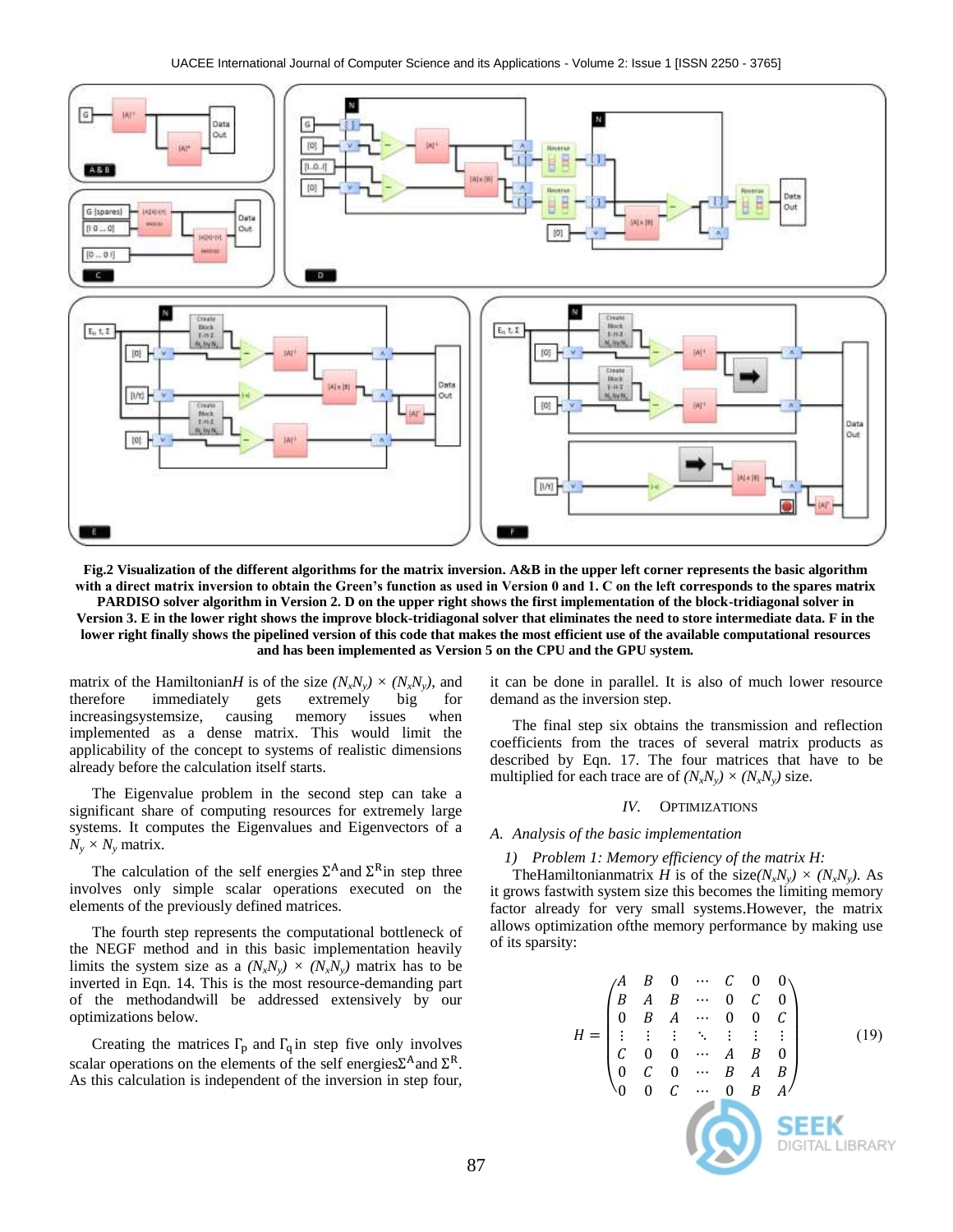Fig.2 Visualization of the different algorithms for the matrix inversion. A&B in the upper left corner represents the basic algorithm with a direct matrix inversion to obtain the Green's function as used in Version 0 and 1. C on the left corresponds to the spares matrix PARDISO solver algorithm in Version 2. D on the upper right shows the first implementation of the block-tridiagonal solver in Version 3. E in the lower right shows the improve block-tridiagonal solver that eliminates the need to store intermediate data. F in the lower right finally shows the pipelined version of this code that makes the most efficient use of the available computational resources and has been implemented as Version 5 on the CPU and the GPU system.

matrix of the Hamiltonian$H$ is of the size $(N_xN_y) \times (N_xN_y)$, and therefore immediately gets extremely big for increasingsystemsize, causing memory issues when implemented as a dense matrix. This would limit the applicability of the concept to systems of realistic dimensions already before the calculation itself starts.

The Eigenvalue problem in the second step can take a significant share of computing resources for extremely large systems. It computes the Eigenvalues and Eigenvectors of a $N_y \times N_y$ matrix.

The calculation of the self energies $\Sigma^A$and $\Sigma^R$in step three involves only simple scalar operations executed on the elements of the previously defined matrices.

The fourth step represents the computational bottleneck of the NEGF method and in this basic implementation heavily limits the system size as a $(N_xN_y) \times (N_xN_y)$ matrix has to be inverted in Eqn. 14. This is the most resource-demanding part of the methodandwill be addressed extensively by our optimizations below.

Creating the matrices $\Gamma_p$ and $\Gamma_q$in step five only involves scalar operations on the elements of the self energies$\Sigma^A$and $\Sigma^R$. As this calculation is independent of the inversion in step four, it can be done in parallel. It is also of much lower resource demand as the inversion step.

The final step six obtains the transmission and reflection coefficients from the traces of several matrix products as described by Eqn. 17. The four matrices that have to be multiplied for each trace are of $(N_xN_y) \times (N_xN_y)$ size.

## IV. Optimizations

### A. Analysis of the basic implementation

#### 1) Problem 1: Memory efficiency of the matrix H:

TheHamiltonianmatrix $H$ is of the size$(N_xN_y) \times (N_xN_y)$. As it grows fastwith system size this becomes the limiting memory factor already for very small systems.However, the matrix allows optimization ofthe memory performance by making use of its sparsity:

$$H = \begin{pmatrix} A & B & 0 & \cdots & C & 0 & 0 \\ B & A & B & \cdots & 0 & C & 0 \\ 0 & B & A & \cdots & 0 & 0 & C \\ \vdots & \vdots & \vdots & \ddots & \vdots & \vdots & \vdots \\ C & 0 & 0 & \cdots & A & B & 0 \\ 0 & C & 0 & \cdots & B & A & B \\ 0 & 0 & C & \cdots & 0 & B & A \end{pmatrix} \quad (19)$$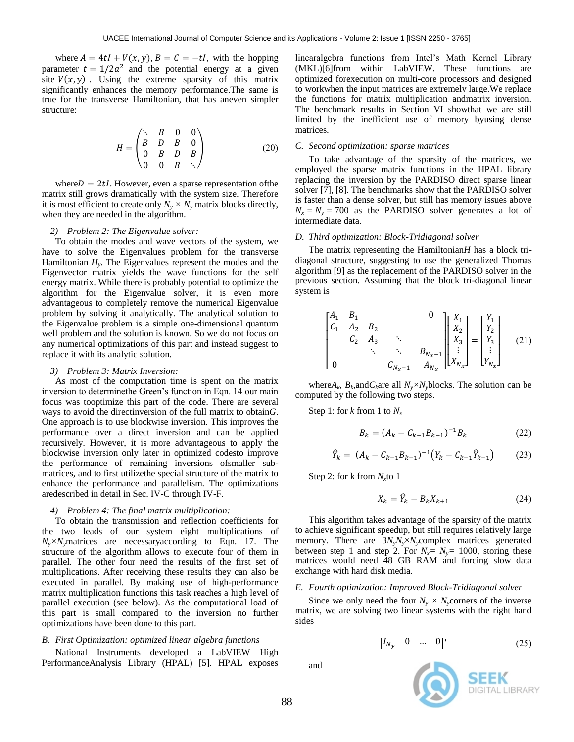where $A = 4tI + V(x, y), B = C = -tI$, with the hopping parameter $t = 1/2a^2$ and the potential energy at a given site $V(x, y)$. Using the extreme sparsity of this matrix significantly enhances the memory performance.The same is true for the transverse Hamiltonian, that has aneven simpler structure:

$$H = \begin{pmatrix} \ddots & B & 0 & 0 \\ B & D & B & 0 \\ 0 & B & D & B \\ 0 & 0 & B & \ddots \end{pmatrix} \quad (20)$$

where$D = 2tI$. However, even a sparse representation ofthe matrix still grows dramatically with the system size. Therefore it is most efficient to create only $N_y \times N_y$ matrix blocks directly, when they are needed in the algorithm.

*2) Problem 2: The Eigenvalue solver:*

To obtain the modes and wave vectors of the system, we have to solve the Eigenvalues problem for the transverse Hamiltonian $H_y$. The Eigenvalues represent the modes and the Eigenvector matrix yields the wave functions for the self energy matrix. While there is probably potential to optimize the algorithm for the Eigenvalue solver, it is even more advantageous to completely remove the numerical Eigenvalue problem by solving it analytically. The analytical solution to the Eigenvalue problem is a simple one-dimensional quantum well problem and the solution is known. So we do not focus on any numerical optimizations of this part and instead suggest to replace it with its analytic solution.

*3) Problem 3: Matrix Inversion:*

As most of the computation time is spent on the matrix inversion to determinethe Green's function in Eqn. 14 our main focus was tooptimize this part of the code. There are several ways to avoid the directinversion of the full matrix to obtain$G$. One approach is to use blockwise inversion. This improves the performance over a direct inversion and can be applied recursively. However, it is more advantageous to apply the blockwise inversion only later in optimized codesto improve the performance of remaining inversions ofsmaller sub-matrices, and to first utilizethe special structure of the matrix to enhance the performance and parallelism. The optimizations aredescribed in detail in Sec. IV-C through IV-F.

*4) Problem 4: The final matrix multiplication:*

To obtain the transmission and reflection coefficients for the two leads of our system eight multiplications of $N_y$×$N_y$matrices are necessaryaccording to Eqn. 17. The structure of the algorithm allows to execute four of them in parallel. The other four need the results of the first set of multiplications. After receiving these results they can also be executed in parallel. By making use of high-performance matrix multiplication functions this task reaches a high level of parallel execution (see below). As the computational load of this part is small compared to the inversion no further optimizations have been done to this part.

### *B. First Optimization: optimized linear algebra functions*

National Instruments developed a LabVIEW High PerformanceAnalysis Library (HPAL) [5]. HPAL exposes linearalgebra functions from Intel's Math Kernel Library (MKL)[6]from within LabVIEW. These functions are optimized forexecution on multi-core processors and designed to workwhen the input matrices are extremely large.We replace the functions for matrix multiplication andmatrix inversion. The benchmark results in Section VI showthat we are still limited by the inefficient use of memory byusing dense matrices.

### *C. Second optimization: sparse matrices*

To take advantage of the sparsity of the matrices, we employed the sparse matrix functions in the HPAL library replacing the inversion by the PARDISO direct sparse linear solver [7], [8]. The benchmarks show that the PARDISO solver is faster than a dense solver, but still has memory issues above $N_x = N_y = 700$ as the PARDISO solver generates a lot of intermediate data.

### *D. Third optimization: Block-Tridiagonal solver*

The matrix representing the Hamiltonian$H$ has a block tri-diagonal structure, suggesting to use the generalized Thomas algorithm [9] as the replacement of the PARDISO solver in the previous section. Assuming that the block tri-diagonal linear system is

$$\begin{bmatrix} A_1 & B_1 & & & 0 \\ C_1 & A_2 & B_2 & & \\ & C_2 & A_3 & \ddots & \\ & & \ddots & \ddots & B_{N_x-1} \\ 0 & & & C_{N_x-1} & A_{N_x} \end{bmatrix} \begin{bmatrix} X_1 \\ X_2 \\ X_3 \\ \vdots \\ X_{N_x} \end{bmatrix} = \begin{bmatrix} Y_1 \\ Y_2 \\ Y_3 \\ \vdots \\ Y_{N_x} \end{bmatrix} \quad (21)$$

where$A_k$, $B_k$,and$C_k$are all $N_y$×$N_y$blocks. The solution can be computed by the following two steps.

Step 1: for $k$ from 1 to $N_x$

$$B_k = (A_k - C_{k-1}B_{k-1})^{-1}B_k \quad (22)$$

$$\hat{Y}_k = (A_k - C_{k-1}B_{k-1})^{-1}(Y_k - C_{k-1}\hat{Y}_{k-1}) \quad (23)$$

Step 2: for k from $N_x$to 1

$$X_k = \hat{Y}_k - B_k X_{k+1} \quad (24)$$

This algorithm takes advantage of the sparsity of the matrix to achieve significant speedup, but still requires relatively large memory. There are $3N_xN_y$×$N_y$complex matrices generated between step 1 and step 2. For $N_x$= $N_y$= 1000, storing these matrices would need 48 GB RAM and forcing slow data exchange with hard disk media.

### *E. Fourth optimization: Improved Block-Tridiagonal solver*

Since we only need the four $N_y \times N_y$corners of the inverse matrix, we are solving two linear systems with the right hand sides

$$[I_{N_y} \quad 0 \quad \dots \quad 0]' \quad (25)$$

and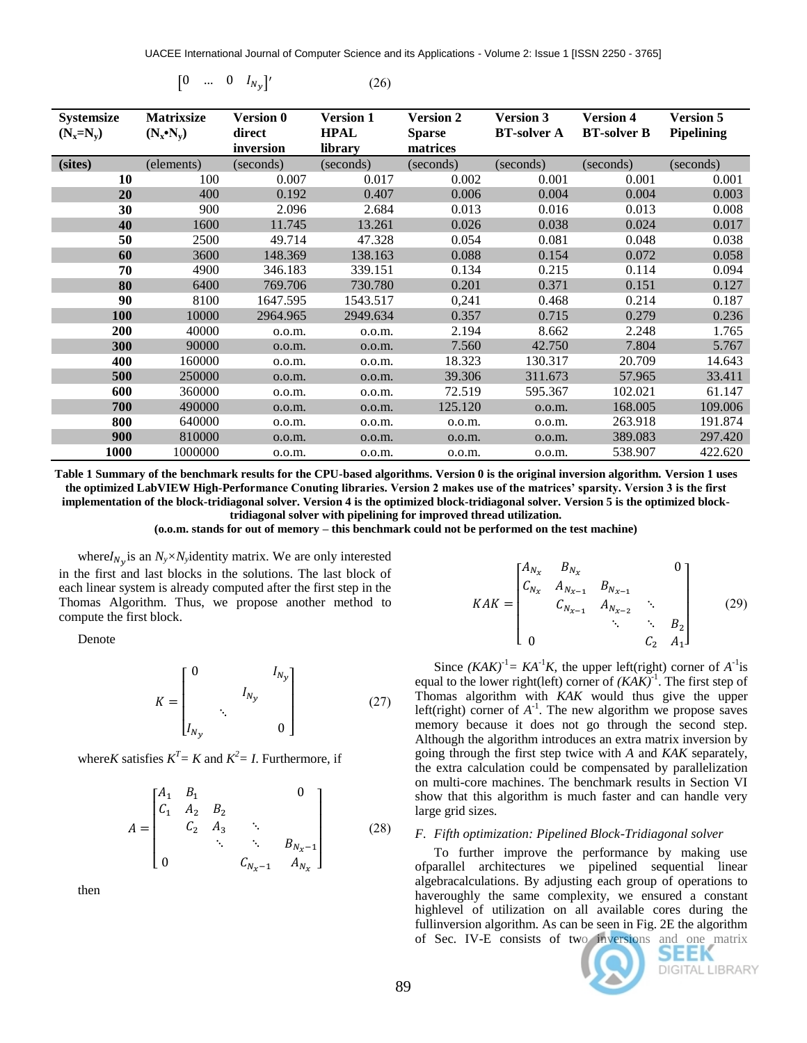$$\begin{bmatrix} 0 & \ldots & 0 & I_{N_y} \end{bmatrix}' \tag{26}$$

| Systemsize ($N_x$=$N_y$) | Matrixsize ($N_x$•$N_y$) | Version 0 direct inversion | Version 1 HPAL library | Version 2 Sparse matrices | Version 3 BT-solver A | Version 4 BT-solver B | Version 5 Pipelining |
|---|---|---|---|---|---|---|---|
| **(sites)** | (elements) | (seconds) | (seconds) | (seconds) | (seconds) | (seconds) | (seconds) |
| **10** | 100 | 0.007 | 0.017 | 0.002 | 0.001 | 0.001 | 0.001 |
| **20** | 400 | 0.192 | 0.407 | 0.006 | 0.004 | 0.004 | 0.003 |
| **30** | 900 | 2.096 | 2.684 | 0.013 | 0.016 | 0.013 | 0.008 |
| **40** | 1600 | 11.745 | 13.261 | 0.026 | 0.038 | 0.024 | 0.017 |
| **50** | 2500 | 49.714 | 47.328 | 0.054 | 0.081 | 0.048 | 0.038 |
| **60** | 3600 | 148.369 | 138.163 | 0.088 | 0.154 | 0.072 | 0.058 |
| **70** | 4900 | 346.183 | 339.151 | 0.134 | 0.215 | 0.114 | 0.094 |
| **80** | 6400 | 769.706 | 730.780 | 0.201 | 0.371 | 0.151 | 0.127 |
| **90** | 8100 | 1647.595 | 1543.517 | 0,241 | 0.468 | 0.214 | 0.187 |
| **100** | 10000 | 2964.965 | 2949.634 | 0.357 | 0.715 | 0.279 | 0.236 |
| **200** | 40000 | o.o.m. | o.o.m. | 2.194 | 8.662 | 2.248 | 1.765 |
| **300** | 90000 | o.o.m. | o.o.m. | 7.560 | 42.750 | 7.804 | 5.767 |
| **400** | 160000 | o.o.m. | o.o.m. | 18.323 | 130.317 | 20.709 | 14.643 |
| **500** | 250000 | o.o.m. | o.o.m. | 39.306 | 311.673 | 57.965 | 33.411 |
| **600** | 360000 | o.o.m. | o.o.m. | 72.519 | 595.367 | 102.021 | 61.147 |
| **700** | 490000 | o.o.m. | o.o.m. | 125.120 | o.o.m. | 168.005 | 109.006 |
| **800** | 640000 | o.o.m. | o.o.m. | o.o.m. | o.o.m. | 263.918 | 191.874 |
| **900** | 810000 | o.o.m. | o.o.m. | o.o.m. | o.o.m. | 389.083 | 297.420 |
| **1000** | 1000000 | o.o.m. | o.o.m. | o.o.m. | o.o.m. | 538.907 | 422.620 |

**Table 1 Summary of the benchmark results for the CPU-based algorithms. Version 0 is the original inversion algorithm. Version 1 uses the optimized LabVIEW High-Performance Conuting libraries. Version 2 makes use of the matrices' sparsity. Version 3 is the first implementation of the block-tridiagonal solver. Version 4 is the optimized block-tridiagonal solver. Version 5 is the optimized block-tridiagonal solver with pipelining for improved thread utilization.**

**(o.o.m. stands for out of memory – this benchmark could not be performed on the test machine)**

where$I_{N_y}$is an $N_y$×$N_y$identity matrix. We are only interested in the first and last blocks in the solutions. The last block of each linear system is already computed after the first step in the Thomas Algorithm. Thus, we propose another method to compute the first block.

Denote

$$K = \begin{bmatrix} 0 & & & I_{N_y} \\ & & I_{N_y} & \\ & \ddots & & \\ I_{N_y} & & & 0 \end{bmatrix} \tag{27}$$

where$K$ satisfies $K^T = K$ and $K^2 = I$. Furthermore, if

$$A = \begin{bmatrix} A_1 & B_1 & & & 0 \\ C_1 & A_2 & B_2 & & \\ & C_2 & A_3 & \ddots & \\ & & \ddots & \ddots & B_{N_x-1} \\ 0 & & & C_{N_x-1} & A_{N_x} \end{bmatrix} \tag{28}$$

then

$$KAK = \begin{bmatrix} A_{N_x} & B_{N_x} & & & 0 \\ C_{N_x} & A_{N_{x-1}} & B_{N_{x-1}} & & \\ & C_{N_{x-1}} & A_{N_{x-2}} & \ddots & \\ & & \ddots & \ddots & B_2 \\ 0 & & & C_2 & A_1 \end{bmatrix} \tag{29}$$

Since $(KAK)^{-1} = KA^{-1}K$, the upper left(right) corner of $A^{-1}$is equal to the lower right(left) corner of $(KAK)^{-1}$. The first step of Thomas algorithm with $KAK$ would thus give the upper left(right) corner of $A^{-1}$. The new algorithm we propose saves memory because it does not go through the second step. Although the algorithm introduces an extra matrix inversion by going through the first step twice with $A$ and $KAK$ separately, the extra calculation could be compensated by parallelization on multi-core machines. The benchmark results in Section VI show that this algorithm is much faster and can handle very large grid sizes.

### *F. Fifth optimization: Pipelined Block-Tridiagonal solver*

To further improve the performance by making use ofparallel architectures we pipelined sequential linear algebracalculations. By adjusting each group of operations to haveroughly the same complexity, we ensured a constant highlevel of utilization on all available cores during the fullinversion algorithm. As can be seen in Fig. 2E the algorithm of Sec. IV-E consists of two inversions and one matrix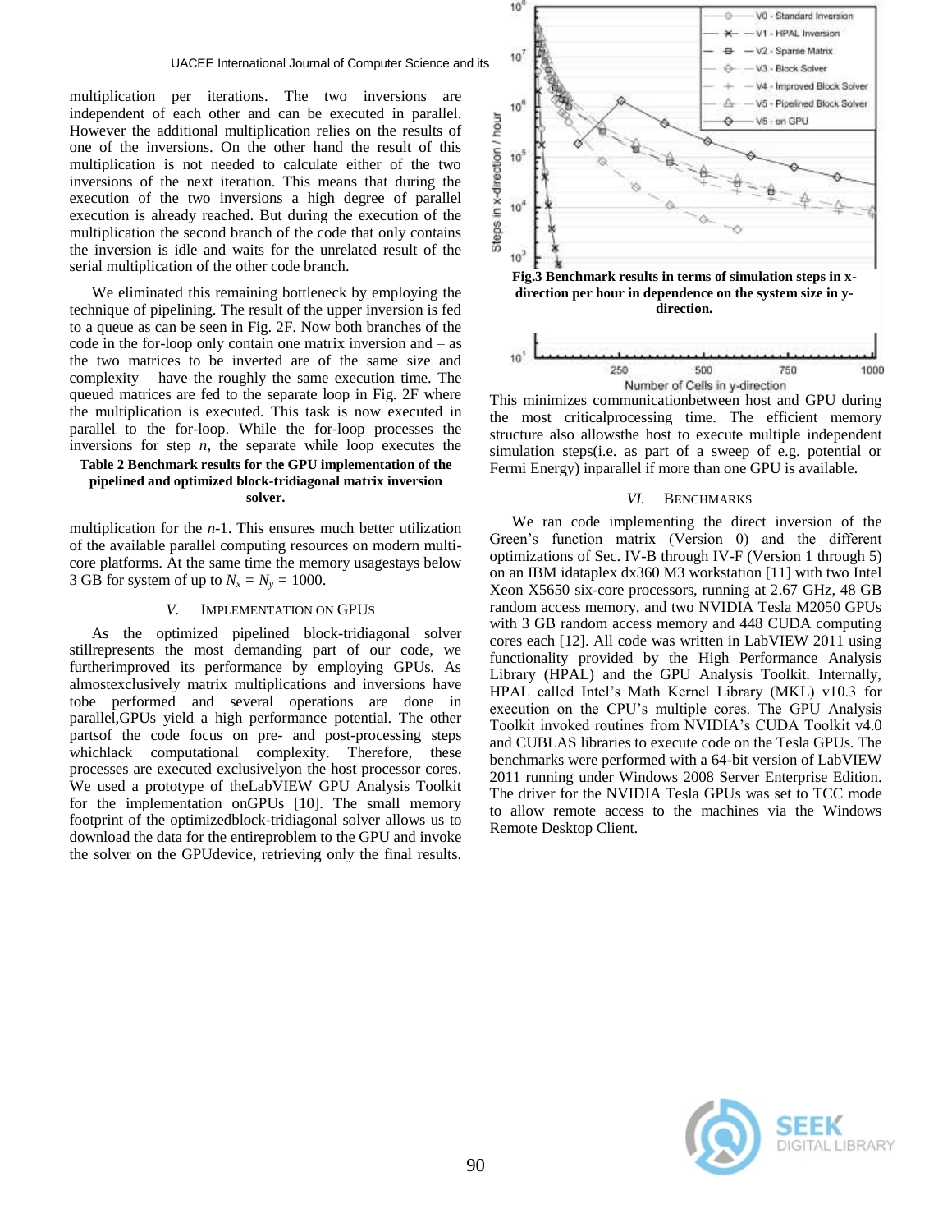multiplication per iterations. The two inversions are independent of each other and can be executed in parallel. However the additional multiplication relies on the results of one of the inversions. On the other hand the result of this multiplication is not needed to calculate either of the two inversions of the next iteration. This means that during the execution of the two inversions a high degree of parallel execution is already reached. But during the execution of the multiplication the second branch of the code that only contains the inversion is idle and waits for the unrelated result of the serial multiplication of the other code branch.

We eliminated this remaining bottleneck by employing the technique of pipelining. The result of the upper inversion is fed to a queue as can be seen in Fig. 2F. Now both branches of the code in the for-loop only contain one matrix inversion and – as the two matrices to be inverted are of the same size and complexity – have the roughly the same execution time. The queued matrices are fed to the separate loop in Fig. 2F where the multiplication is executed. This task is now executed in parallel to the for-loop. While the for-loop processes the inversions for step *n*, the separate while loop executes the multiplication for the *n*-1. This ensures much better utilization of the available parallel computing resources on modern multi-core platforms. At the same time the memory usagestays below 3 GB for system of up to $N_x = N_y = 1000$.

**Table 2 Benchmark results for the GPU implementation of the pipelined and optimized block-tridiagonal matrix inversion solver.**

## V. Implementation on GPUs

As the optimized pipelined block-tridiagonal solver stillrepresents the most demanding part of our code, we furtherimproved its performance by employing GPUs. As almostexclusively matrix multiplications and inversions have tobe performed and several operations are done in parallel,GPUs yield a high performance potential. The other partsof the code focus on pre- and post-processing steps whichlack computational complexity. Therefore, these processes are executed exclusivelyon the host processor cores. We used a prototype of theLabVIEW GPU Analysis Toolkit for the implementation onGPUs [10]. The small memory footprint of the optimizedblock-tridiagonal solver allows us to download the data for the entireproblem to the GPU and invoke the solver on the GPUdevice, retrieving only the final results. This minimizes communicationbetween host and GPU during the most criticalprocessing time. The efficient memory structure also allowsthe host to execute multiple independent simulation steps(i.e. as part of a sweep of e.g. potential or Fermi Energy) inparallel if more than one GPU is available.

**Fig.3 Benchmark results in terms of simulation steps in x-direction per hour in dependence on the system size in y-direction.**

## VI. Benchmarks

We ran code implementing the direct inversion of the Green's function matrix (Version 0) and the different optimizations of Sec. IV-B through IV-F (Version 1 through 5) on an IBM idataplex dx360 M3 workstation [11] with two Intel Xeon X5650 six-core processors, running at 2.67 GHz, 48 GB random access memory, and two NVIDIA Tesla M2050 GPUs with 3 GB random access memory and 448 CUDA computing cores each [12]. All code was written in LabVIEW 2011 using functionality provided by the High Performance Analysis Library (HPAL) and the GPU Analysis Toolkit. Internally, HPAL called Intel's Math Kernel Library (MKL) v10.3 for execution on the CPU's multiple cores. The GPU Analysis Toolkit invoked routines from NVIDIA's CUDA Toolkit v4.0 and CUBLAS libraries to execute code on the Tesla GPUs. The benchmarks were performed with a 64-bit version of LabVIEW 2011 running under Windows 2008 Server Enterprise Edition. The driver for the NVIDIA Tesla GPUs was set to TCC mode to allow remote access to the machines via the Windows Remote Desktop Client.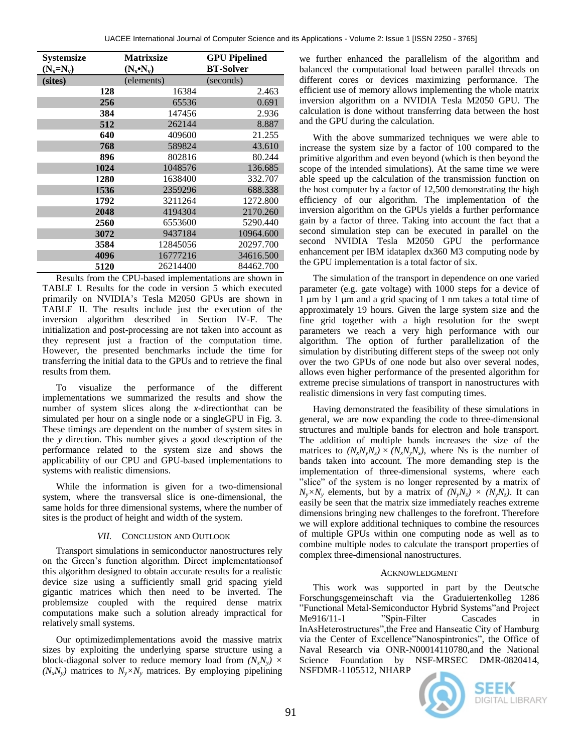| Systemsize ($N_x$=$N_y$) | Matrixsize ($N_x$•$N_y$) | GPU Pipelined BT-Solver |
|---|---|---|
| (sites) | (elements) | (seconds) |
| 128 | 16384 | 2.463 |
| 256 | 65536 | 0.691 |
| 384 | 147456 | 2.936 |
| 512 | 262144 | 8.887 |
| 640 | 409600 | 21.255 |
| 768 | 589824 | 43.610 |
| 896 | 802816 | 80.244 |
| 1024 | 1048576 | 136.685 |
| 1280 | 1638400 | 332.707 |
| 1536 | 2359296 | 688.338 |
| 1792 | 3211264 | 1272.800 |
| 2048 | 4194304 | 2170.260 |
| 2560 | 6553600 | 5290.440 |
| 3072 | 9437184 | 10964.600 |
| 3584 | 12845056 | 20297.700 |
| 4096 | 16777216 | 34616.500 |
| 5120 | 26214400 | 84462.700 |

Results from the CPU-based implementations are shown in TABLE I. Results for the code in version 5 which executed primarily on NVIDIA's Tesla M2050 GPUs are shown in TABLE II. The results include just the execution of the inversion algorithm described in Section IV-F. The initialization and post-processing are not taken into account as they represent just a fraction of the computation time. However, the presented benchmarks include the time for transferring the initial data to the GPUs and to retrieve the final results from them.

To visualize the performance of the different implementations we summarized the results and show the number of system slices along the *x*-directionthat can be simulated per hour on a single node or a singleGPU in Fig. 3. These timings are dependent on the number of system sites in the *y* direction. This number gives a good description of the performance related to the system size and shows the applicability of our CPU and GPU-based implementations to systems with realistic dimensions.

While the information is given for a two-dimensional system, where the transversal slice is one-dimensional, the same holds for three dimensional systems, where the number of sites is the product of height and width of the system.

## VII. Conclusion and Outlook

Transport simulations in semiconductor nanostructures rely on the Green's function algorithm. Direct implementationsof this algorithm designed to obtain accurate results for a realistic device size using a sufficiently small grid spacing yield gigantic matrices which then need to be inverted. The problemsize coupled with the required dense matrix computations make such a solution already impractical for relatively small systems.

Our optimizedimplementations avoid the massive matrix sizes by exploiting the underlying sparse structure using a block-diagonal solver to reduce memory load from $(N_xN_y) \times (N_xN_y)$ matrices to $N_y \times N_y$ matrices. By employing pipelining we further enhanced the parallelism of the algorithm and balanced the computational load between parallel threads on different cores or devices maximizing performance. The efficient use of memory allows implementing the whole matrix inversion algorithm on a NVIDIA Tesla M2050 GPU. The calculation is done without transferring data between the host and the GPU during the calculation.

With the above summarized techniques we were able to increase the system size by a factor of 100 compared to the primitive algorithm and even beyond (which is then beyond the scope of the intended simulations). At the same time we were able speed up the calculation of the transmission function on the host computer by a factor of 12,500 demonstrating the high efficiency of our algorithm. The implementation of the inversion algorithm on the GPUs yields a further performance gain by a factor of three. Taking into account the fact that a second simulation step can be executed in parallel on the second NVIDIA Tesla M2050 GPU the performance enhancement per IBM idataplex dx360 M3 computing node by the GPU implementation is a total factor of six.

The simulation of the transport in dependence on one varied parameter (e.g. gate voltage) with 1000 steps for a device of 1 μm by 1 μm and a grid spacing of 1 nm takes a total time of approximately 19 hours. Given the large system size and the fine grid together with a high resolution for the swept parameters we reach a very high performance with our algorithm. The option of further parallelization of the simulation by distributing different steps of the sweep not only over the two GPUs of one node but also over several nodes, allows even higher performance of the presented algorithm for extreme precise simulations of transport in nanostructures with realistic dimensions in very fast computing times.

Having demonstrated the feasibility of these simulations in general, we are now expanding the code to three-dimensional structures and multiple bands for electron and hole transport. The addition of multiple bands increases the size of the matrices to $(N_xN_yN_s) \times (N_xN_yN_s)$, where Ns is the number of bands taken into account. The more demanding step is the implementation of three-dimensional systems, where each "slice" of the system is no longer represented by a matrix of $N_y \times N_y$ elements, but by a matrix of $(N_yN_z) \times (N_yN_z)$. It can easily be seen that the matrix size immediately reaches extreme dimensions bringing new challenges to the forefront. Therefore we will explore additional techniques to combine the resources of multiple GPUs within one computing node as well as to combine multiple nodes to calculate the transport properties of complex three-dimensional nanostructures.

## Acknowledgment

This work was supported in part by the Deutsche Forschungsgemeinschaft via the Graduiertenkolleg 1286 "Functional Metal-Semiconductor Hybrid Systems"and Project Me916/11-1 "Spin-Filter Cascades in InAsHeterostructures",the Free and Hanseatic City of Hamburg via the Center of Excellence"Nanospintronics", the Office of Naval Research via ONR-N00014110780,and the National Science Foundation by NSF-MRSEC DMR-0820414, NSFDMR-1105512, NHARP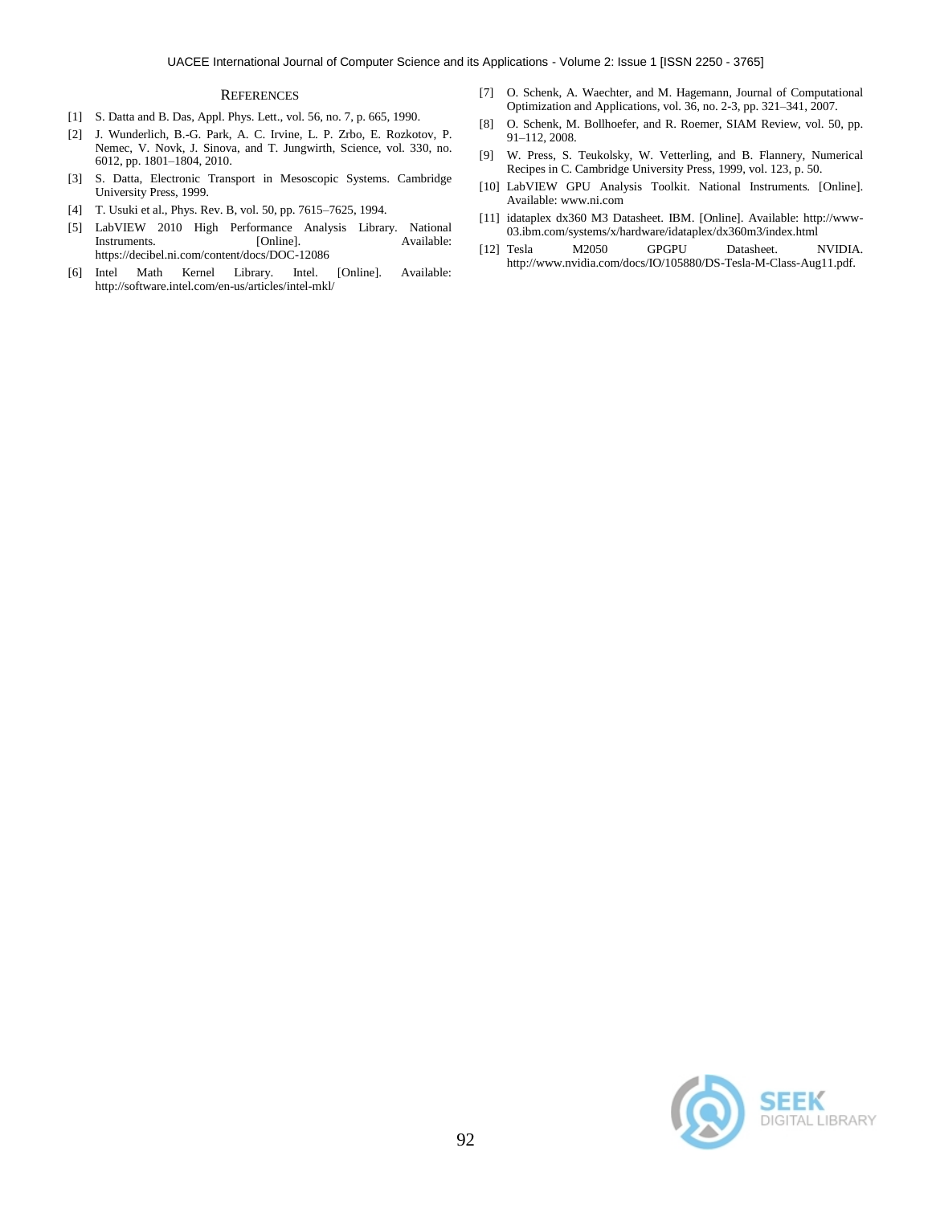## REFERENCES

[1] S. Datta and B. Das, Appl. Phys. Lett., vol. 56, no. 7, p. 665, 1990.

[2] J. Wunderlich, B.-G. Park, A. C. Irvine, L. P. Zrbo, E. Rozkotov, P. Nemec, V. Novk, J. Sinova, and T. Jungwirth, Science, vol. 330, no. 6012, pp. 1801–1804, 2010.

[3] S. Datta, Electronic Transport in Mesoscopic Systems. Cambridge University Press, 1999.

[4] T. Usuki et al., Phys. Rev. B, vol. 50, pp. 7615–7625, 1994.

[5] LabVIEW 2010 High Performance Analysis Library. National Instruments. [Online]. Available: https://decibel.ni.com/content/docs/DOC-12086

[6] Intel Math Kernel Library. Intel. [Online]. Available: http://software.intel.com/en-us/articles/intel-mkl/

[7] O. Schenk, A. Waechter, and M. Hagemann, Journal of Computational Optimization and Applications, vol. 36, no. 2-3, pp. 321–341, 2007.

[8] O. Schenk, M. Bollhoefer, and R. Roemer, SIAM Review, vol. 50, pp. 91–112, 2008.

[9] W. Press, S. Teukolsky, W. Vetterling, and B. Flannery, Numerical Recipes in C. Cambridge University Press, 1999, vol. 123, p. 50.

[10] LabVIEW GPU Analysis Toolkit. National Instruments. [Online]. Available: www.ni.com

[11] idataplex dx360 M3 Datasheet. IBM. [Online]. Available: http://www-03.ibm.com/systems/x/hardware/idataplex/dx360m3/index.html

[12] Tesla M2050 GPGPU Datasheet. NVIDIA. http://www.nvidia.com/docs/IO/105880/DS-Tesla-M-Class-Aug11.pdf.